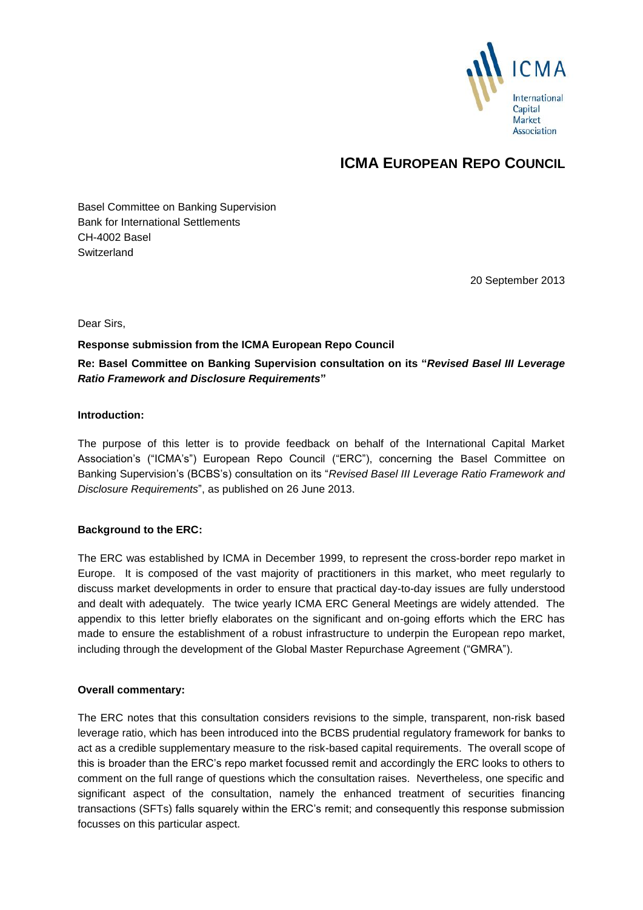# ICMA EUROPEAN REPO COUNCIL

Basel Committee on Banking Supervision
Bank for International Settlements
CH-4002 Basel
Switzerland

20 September 2013

Dear Sirs,

**Response submission from the ICMA European Repo Council**

**Re: Basel Committee on Banking Supervision consultation on its "*Revised Basel III Leverage Ratio Framework and Disclosure Requirements*"**

**Introduction:**

The purpose of this letter is to provide feedback on behalf of the International Capital Market Association's ("ICMA's") European Repo Council ("ERC"), concerning the Basel Committee on Banking Supervision's (BCBS's) consultation on its "*Revised Basel III Leverage Ratio Framework and Disclosure Requirements*", as published on 26 June 2013.

**Background to the ERC:**

The ERC was established by ICMA in December 1999, to represent the cross-border repo market in Europe. It is composed of the vast majority of practitioners in this market, who meet regularly to discuss market developments in order to ensure that practical day-to-day issues are fully understood and dealt with adequately. The twice yearly ICMA ERC General Meetings are widely attended. The appendix to this letter briefly elaborates on the significant and on-going efforts which the ERC has made to ensure the establishment of a robust infrastructure to underpin the European repo market, including through the development of the Global Master Repurchase Agreement ("GMRA").

**Overall commentary:**

The ERC notes that this consultation considers revisions to the simple, transparent, non-risk based leverage ratio, which has been introduced into the BCBS prudential regulatory framework for banks to act as a credible supplementary measure to the risk-based capital requirements. The overall scope of this is broader than the ERC's repo market focussed remit and accordingly the ERC looks to others to comment on the full range of questions which the consultation raises. Nevertheless, one specific and significant aspect of the consultation, namely the enhanced treatment of securities financing transactions (SFTs) falls squarely within the ERC's remit; and consequently this response submission focusses on this particular aspect.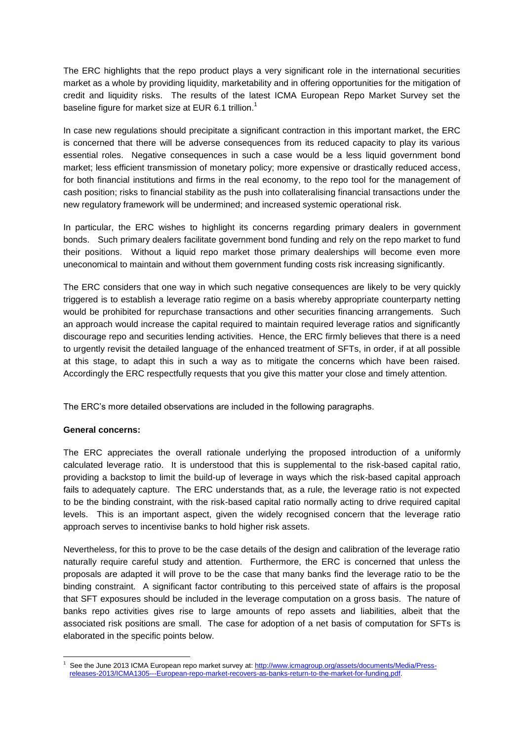The ERC highlights that the repo product plays a very significant role in the international securities market as a whole by providing liquidity, marketability and in offering opportunities for the mitigation of credit and liquidity risks. The results of the latest ICMA European Repo Market Survey set the baseline figure for market size at EUR 6.1 trillion.[1]

In case new regulations should precipitate a significant contraction in this important market, the ERC is concerned that there will be adverse consequences from its reduced capacity to play its various essential roles. Negative consequences in such a case would be a less liquid government bond market; less efficient transmission of monetary policy; more expensive or drastically reduced access, for both financial institutions and firms in the real economy, to the repo tool for the management of cash position; risks to financial stability as the push into collateralising financial transactions under the new regulatory framework will be undermined; and increased systemic operational risk.

In particular, the ERC wishes to highlight its concerns regarding primary dealers in government bonds. Such primary dealers facilitate government bond funding and rely on the repo market to fund their positions. Without a liquid repo market those primary dealerships will become even more uneconomical to maintain and without them government funding costs risk increasing significantly.

The ERC considers that one way in which such negative consequences are likely to be very quickly triggered is to establish a leverage ratio regime on a basis whereby appropriate counterparty netting would be prohibited for repurchase transactions and other securities financing arrangements. Such an approach would increase the capital required to maintain required leverage ratios and significantly discourage repo and securities lending activities. Hence, the ERC firmly believes that there is a need to urgently revisit the detailed language of the enhanced treatment of SFTs, in order, if at all possible at this stage, to adapt this in such a way as to mitigate the concerns which have been raised. Accordingly the ERC respectfully requests that you give this matter your close and timely attention.

The ERC's more detailed observations are included in the following paragraphs.

**General concerns:**

The ERC appreciates the overall rationale underlying the proposed introduction of a uniformly calculated leverage ratio. It is understood that this is supplemental to the risk-based capital ratio, providing a backstop to limit the build-up of leverage in ways which the risk-based capital approach fails to adequately capture. The ERC understands that, as a rule, the leverage ratio is not expected to be the binding constraint, with the risk-based capital ratio normally acting to drive required capital levels. This is an important aspect, given the widely recognised concern that the leverage ratio approach serves to incentivise banks to hold higher risk assets.

Nevertheless, for this to prove to be the case details of the design and calibration of the leverage ratio naturally require careful study and attention. Furthermore, the ERC is concerned that unless the proposals are adapted it will prove to be the case that many banks find the leverage ratio to be the binding constraint. A significant factor contributing to this perceived state of affairs is the proposal that SFT exposures should be included in the leverage computation on a gross basis. The nature of banks repo activities gives rise to large amounts of repo assets and liabilities, albeit that the associated risk positions are small. The case for adoption of a net basis of computation for SFTs is elaborated in the specific points below.

[1] See the June 2013 ICMA European repo market survey at: http://www.icmagroup.org/assets/documents/Media/Press-releases-2013/ICMA1305---European-repo-market-recovers-as-banks-return-to-the-market-for-funding.pdf.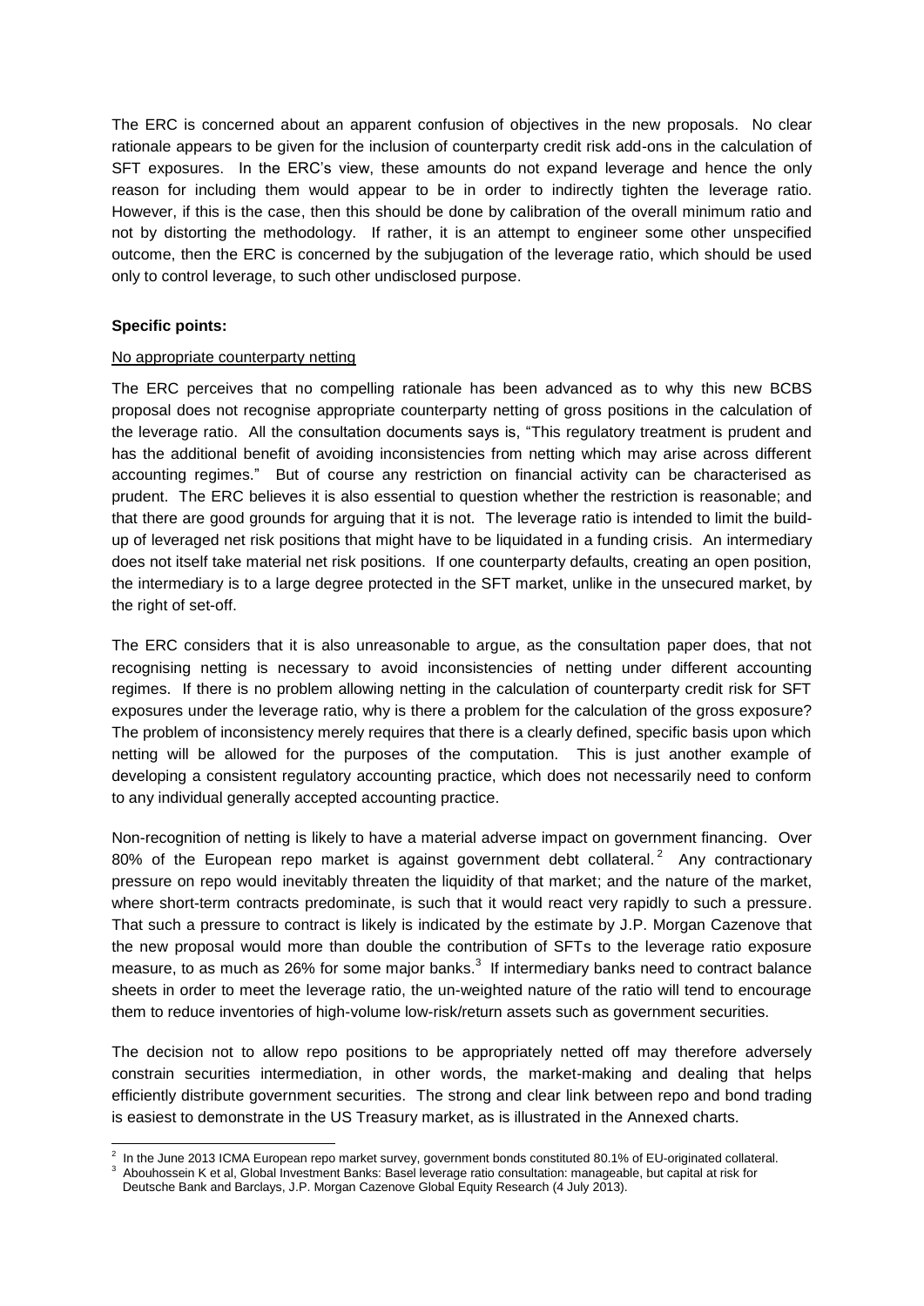The ERC is concerned about an apparent confusion of objectives in the new proposals. No clear rationale appears to be given for the inclusion of counterparty credit risk add-ons in the calculation of SFT exposures. In the ERC's view, these amounts do not expand leverage and hence the only reason for including them would appear to be in order to indirectly tighten the leverage ratio. However, if this is the case, then this should be done by calibration of the overall minimum ratio and not by distorting the methodology. If rather, it is an attempt to engineer some other unspecified outcome, then the ERC is concerned by the subjugation of the leverage ratio, which should be used only to control leverage, to such other undisclosed purpose.

**Specific points:**

No appropriate counterparty netting

The ERC perceives that no compelling rationale has been advanced as to why this new BCBS proposal does not recognise appropriate counterparty netting of gross positions in the calculation of the leverage ratio. All the consultation documents says is, "This regulatory treatment is prudent and has the additional benefit of avoiding inconsistencies from netting which may arise across different accounting regimes." But of course any restriction on financial activity can be characterised as prudent. The ERC believes it is also essential to question whether the restriction is reasonable; and that there are good grounds for arguing that it is not. The leverage ratio is intended to limit the build-up of leveraged net risk positions that might have to be liquidated in a funding crisis. An intermediary does not itself take material net risk positions. If one counterparty defaults, creating an open position, the intermediary is to a large degree protected in the SFT market, unlike in the unsecured market, by the right of set-off.

The ERC considers that it is also unreasonable to argue, as the consultation paper does, that not recognising netting is necessary to avoid inconsistencies of netting under different accounting regimes. If there is no problem allowing netting in the calculation of counterparty credit risk for SFT exposures under the leverage ratio, why is there a problem for the calculation of the gross exposure? The problem of inconsistency merely requires that there is a clearly defined, specific basis upon which netting will be allowed for the purposes of the computation. This is just another example of developing a consistent regulatory accounting practice, which does not necessarily need to conform to any individual generally accepted accounting practice.

Non-recognition of netting is likely to have a material adverse impact on government financing. Over 80% of the European repo market is against government debt collateral.[2] Any contractionary pressure on repo would inevitably threaten the liquidity of that market; and the nature of the market, where short-term contracts predominate, is such that it would react very rapidly to such a pressure. That such a pressure to contract is likely is indicated by the estimate by J.P. Morgan Cazenove that the new proposal would more than double the contribution of SFTs to the leverage ratio exposure measure, to as much as 26% for some major banks.[3] If intermediary banks need to contract balance sheets in order to meet the leverage ratio, the un-weighted nature of the ratio will tend to encourage them to reduce inventories of high-volume low-risk/return assets such as government securities.

The decision not to allow repo positions to be appropriately netted off may therefore adversely constrain securities intermediation, in other words, the market-making and dealing that helps efficiently distribute government securities. The strong and clear link between repo and bond trading is easiest to demonstrate in the US Treasury market, as is illustrated in the Annexed charts.

---

[2] In the June 2013 ICMA European repo market survey, government bonds constituted 80.1% of EU-originated collateral.

[3] Abouhossein K et al, Global Investment Banks: Basel leverage ratio consultation: manageable, but capital at risk for Deutsche Bank and Barclays, J.P. Morgan Cazenove Global Equity Research (4 July 2013).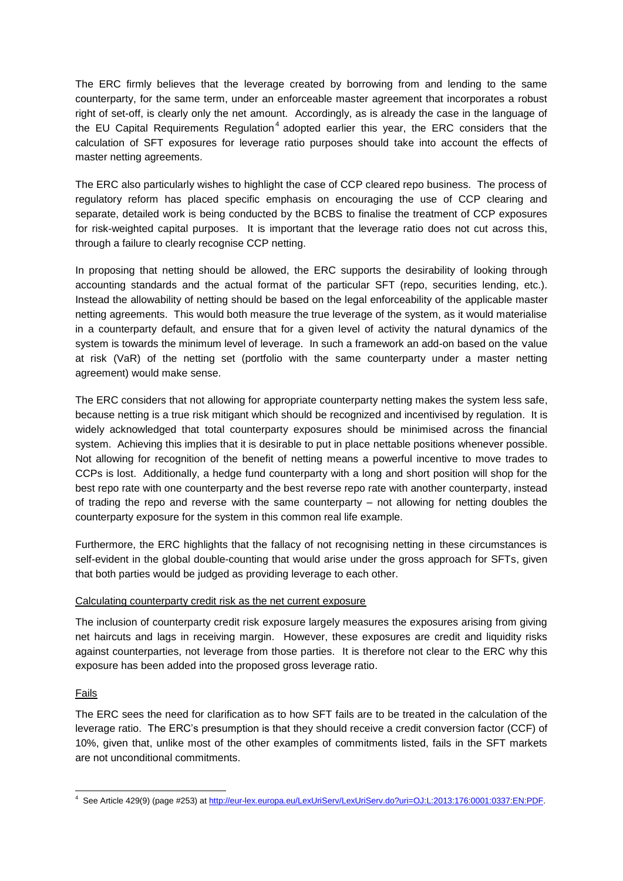The ERC firmly believes that the leverage created by borrowing from and lending to the same counterparty, for the same term, under an enforceable master agreement that incorporates a robust right of set-off, is clearly only the net amount. Accordingly, as is already the case in the language of the EU Capital Requirements Regulation[4] adopted earlier this year, the ERC considers that the calculation of SFT exposures for leverage ratio purposes should take into account the effects of master netting agreements.

The ERC also particularly wishes to highlight the case of CCP cleared repo business. The process of regulatory reform has placed specific emphasis on encouraging the use of CCP clearing and separate, detailed work is being conducted by the BCBS to finalise the treatment of CCP exposures for risk-weighted capital purposes. It is important that the leverage ratio does not cut across this, through a failure to clearly recognise CCP netting.

In proposing that netting should be allowed, the ERC supports the desirability of looking through accounting standards and the actual format of the particular SFT (repo, securities lending, etc.). Instead the allowability of netting should be based on the legal enforceability of the applicable master netting agreements. This would both measure the true leverage of the system, as it would materialise in a counterparty default, and ensure that for a given level of activity the natural dynamics of the system is towards the minimum level of leverage. In such a framework an add-on based on the value at risk (VaR) of the netting set (portfolio with the same counterparty under a master netting agreement) would make sense.

The ERC considers that not allowing for appropriate counterparty netting makes the system less safe, because netting is a true risk mitigant which should be recognized and incentivised by regulation. It is widely acknowledged that total counterparty exposures should be minimised across the financial system. Achieving this implies that it is desirable to put in place nettable positions whenever possible. Not allowing for recognition of the benefit of netting means a powerful incentive to move trades to CCPs is lost. Additionally, a hedge fund counterparty with a long and short position will shop for the best repo rate with one counterparty and the best reverse repo rate with another counterparty, instead of trading the repo and reverse with the same counterparty – not allowing for netting doubles the counterparty exposure for the system in this common real life example.

Furthermore, the ERC highlights that the fallacy of not recognising netting in these circumstances is self-evident in the global double-counting that would arise under the gross approach for SFTs, given that both parties would be judged as providing leverage to each other.

Calculating counterparty credit risk as the net current exposure

The inclusion of counterparty credit risk exposure largely measures the exposures arising from giving net haircuts and lags in receiving margin. However, these exposures are credit and liquidity risks against counterparties, not leverage from those parties. It is therefore not clear to the ERC why this exposure has been added into the proposed gross leverage ratio.

Fails

The ERC sees the need for clarification as to how SFT fails are to be treated in the calculation of the leverage ratio. The ERC's presumption is that they should receive a credit conversion factor (CCF) of 10%, given that, unlike most of the other examples of commitments listed, fails in the SFT markets are not unconditional commitments.

---

[4] See Article 429(9) (page #253) at http://eur-lex.europa.eu/LexUriServ/LexUriServ.do?uri=OJ:L:2013:176:0001:0337:EN:PDF.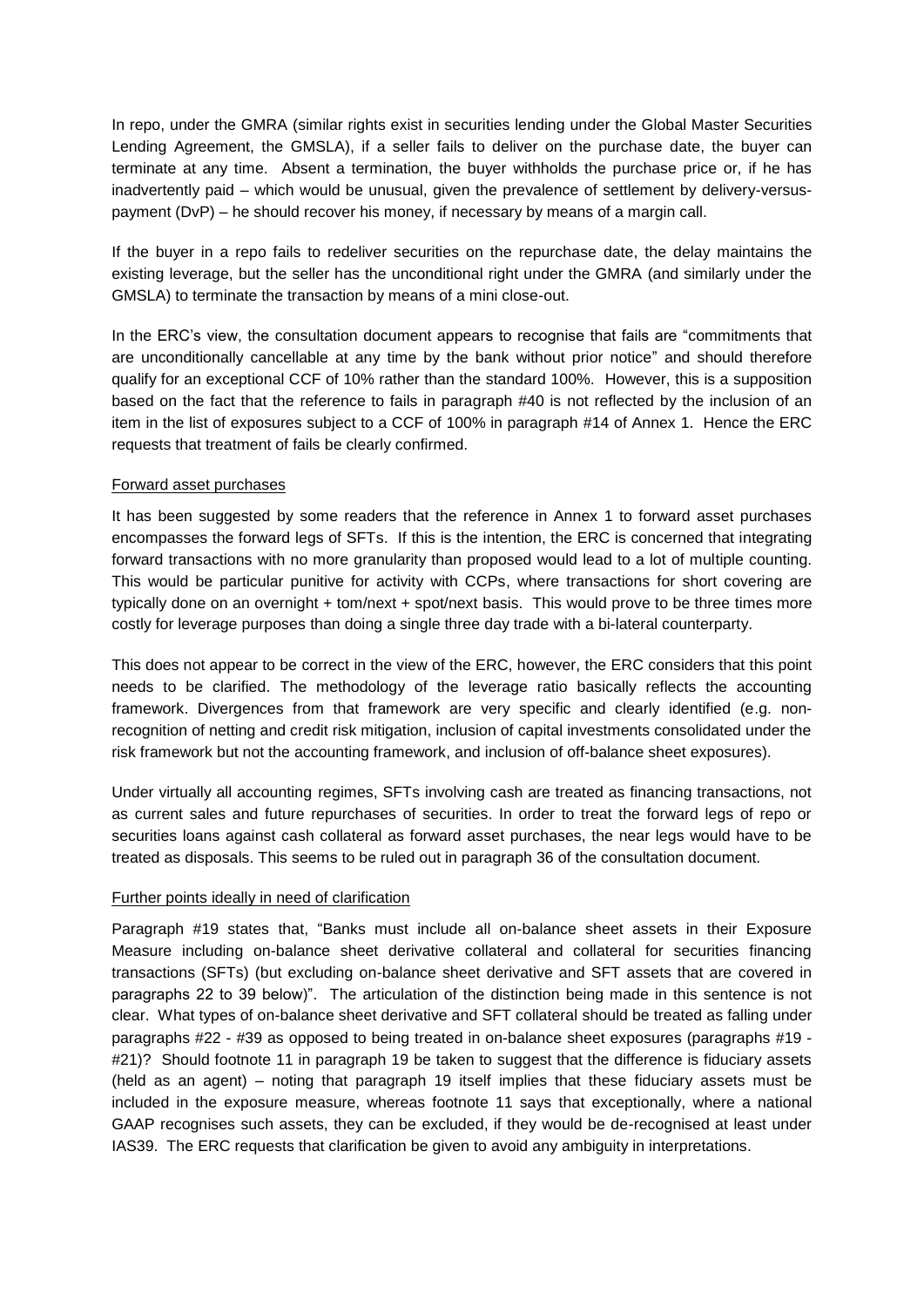In repo, under the GMRA (similar rights exist in securities lending under the Global Master Securities Lending Agreement, the GMSLA), if a seller fails to deliver on the purchase date, the buyer can terminate at any time. Absent a termination, the buyer withholds the purchase price or, if he has inadvertently paid – which would be unusual, given the prevalence of settlement by delivery-versus-payment (DvP) – he should recover his money, if necessary by means of a margin call.

If the buyer in a repo fails to redeliver securities on the repurchase date, the delay maintains the existing leverage, but the seller has the unconditional right under the GMRA (and similarly under the GMSLA) to terminate the transaction by means of a mini close-out.

In the ERC's view, the consultation document appears to recognise that fails are "commitments that are unconditionally cancellable at any time by the bank without prior notice" and should therefore qualify for an exceptional CCF of 10% rather than the standard 100%. However, this is a supposition based on the fact that the reference to fails in paragraph #40 is not reflected by the inclusion of an item in the list of exposures subject to a CCF of 100% in paragraph #14 of Annex 1. Hence the ERC requests that treatment of fails be clearly confirmed.

## Forward asset purchases

It has been suggested by some readers that the reference in Annex 1 to forward asset purchases encompasses the forward legs of SFTs. If this is the intention, the ERC is concerned that integrating forward transactions with no more granularity than proposed would lead to a lot of multiple counting. This would be particular punitive for activity with CCPs, where transactions for short covering are typically done on an overnight + tom/next + spot/next basis. This would prove to be three times more costly for leverage purposes than doing a single three day trade with a bi-lateral counterparty.

This does not appear to be correct in the view of the ERC, however, the ERC considers that this point needs to be clarified. The methodology of the leverage ratio basically reflects the accounting framework. Divergences from that framework are very specific and clearly identified (e.g. non-recognition of netting and credit risk mitigation, inclusion of capital investments consolidated under the risk framework but not the accounting framework, and inclusion of off-balance sheet exposures).

Under virtually all accounting regimes, SFTs involving cash are treated as financing transactions, not as current sales and future repurchases of securities. In order to treat the forward legs of repo or securities loans against cash collateral as forward asset purchases, the near legs would have to be treated as disposals. This seems to be ruled out in paragraph 36 of the consultation document.

## Further points ideally in need of clarification

Paragraph #19 states that, "Banks must include all on-balance sheet assets in their Exposure Measure including on-balance sheet derivative collateral and collateral for securities financing transactions (SFTs) (but excluding on-balance sheet derivative and SFT assets that are covered in paragraphs 22 to 39 below)". The articulation of the distinction being made in this sentence is not clear. What types of on-balance sheet derivative and SFT collateral should be treated as falling under paragraphs #22 - #39 as opposed to being treated in on-balance sheet exposures (paragraphs #19 - #21)? Should footnote 11 in paragraph 19 be taken to suggest that the difference is fiduciary assets (held as an agent) – noting that paragraph 19 itself implies that these fiduciary assets must be included in the exposure measure, whereas footnote 11 says that exceptionally, where a national GAAP recognises such assets, they can be excluded, if they would be de-recognised at least under IAS39. The ERC requests that clarification be given to avoid any ambiguity in interpretations.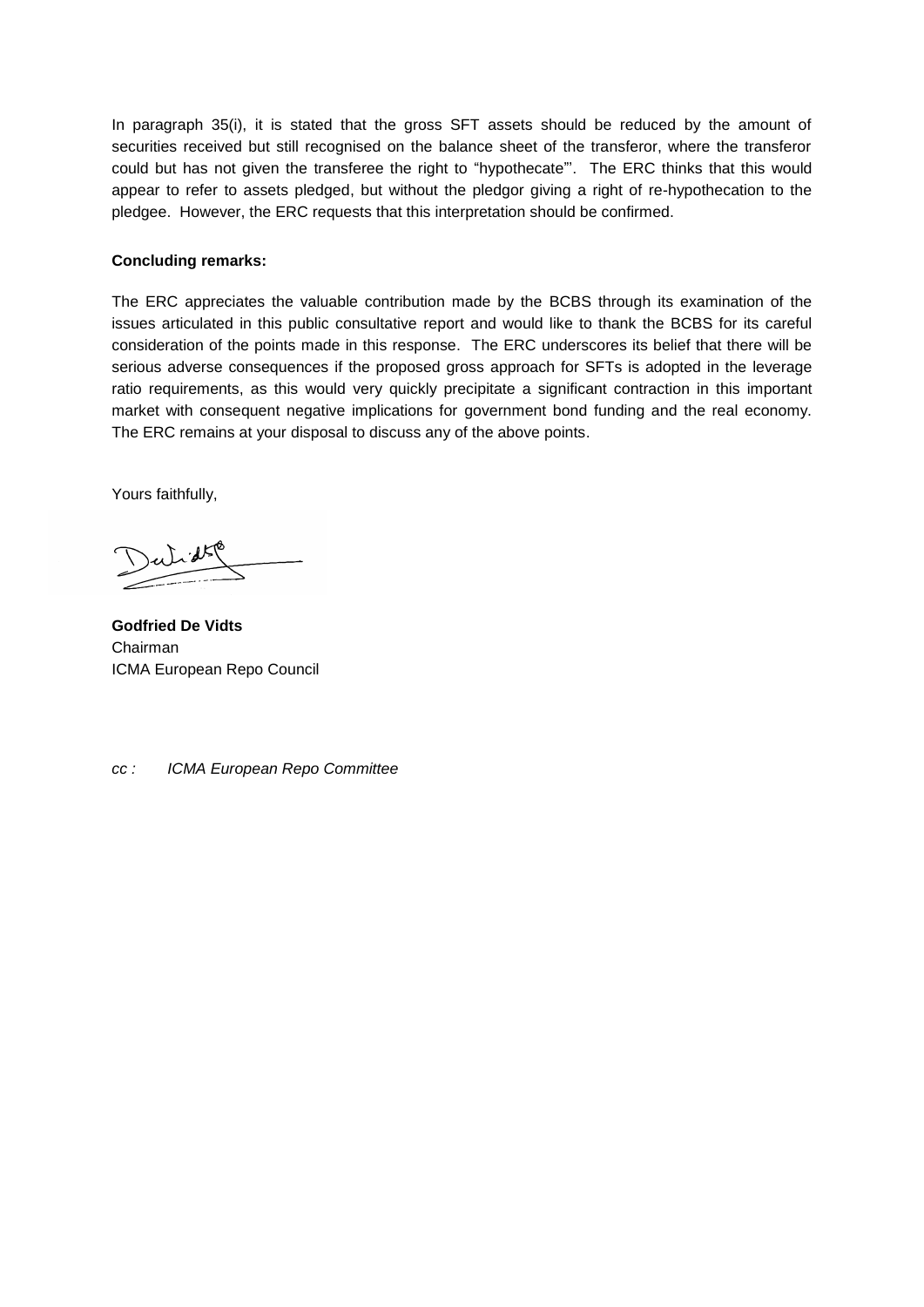In paragraph 35(i), it is stated that the gross SFT assets should be reduced by the amount of securities received but still recognised on the balance sheet of the transferor, where the transferor could but has not given the transferee the right to "hypothecate"'. The ERC thinks that this would appear to refer to assets pledged, but without the pledgor giving a right of re-hypothecation to the pledgee. However, the ERC requests that this interpretation should be confirmed.

**Concluding remarks:**

The ERC appreciates the valuable contribution made by the BCBS through its examination of the issues articulated in this public consultative report and would like to thank the BCBS for its careful consideration of the points made in this response. The ERC underscores its belief that there will be serious adverse consequences if the proposed gross approach for SFTs is adopted in the leverage ratio requirements, as this would very quickly precipitate a significant contraction in this important market with consequent negative implications for government bond funding and the real economy. The ERC remains at your disposal to discuss any of the above points.

Yours faithfully,

**Godfried De Vidts**
Chairman
ICMA European Repo Council

*cc : ICMA European Repo Committee*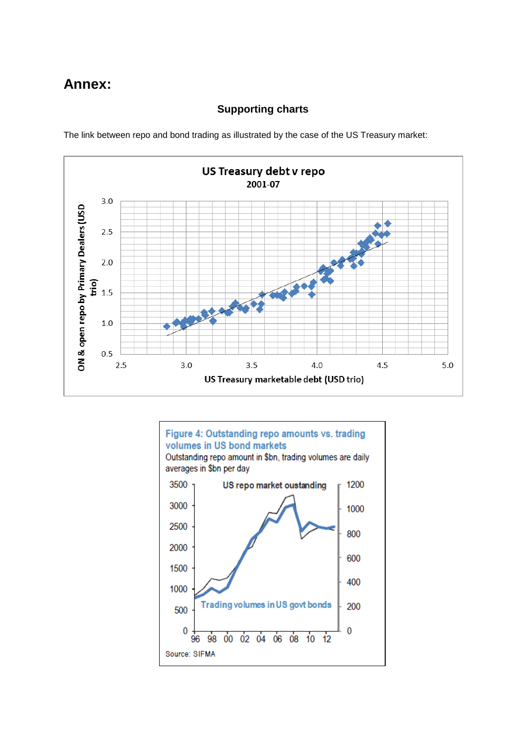# Annex:

### Supporting charts

The link between repo and bond trading as illustrated by the case of the US Treasury market:

**US Treasury debt v repo**
2001-07

ON & open repo by Primary Dealers (USD trio)

US Treasury marketable debt (USD trio)

**Figure 4: Outstanding repo amounts vs. trading volumes in US bond markets**

Outstanding repo amount in $bn, trading volumes are daily averages in $bn per day

US repo market oustanding

Trading volumes in US govt bonds

Source: SIFMA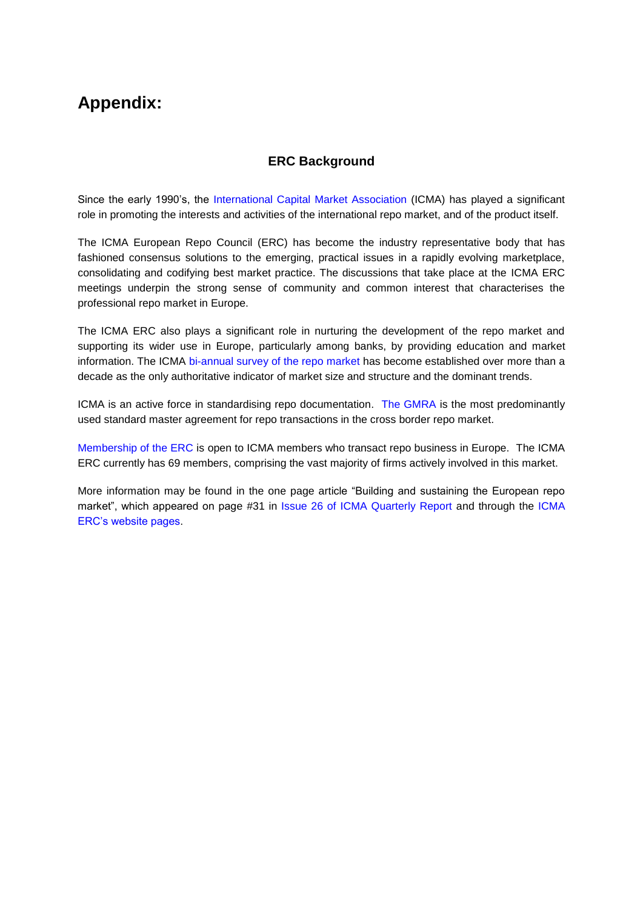# Appendix:

## ERC Background

Since the early 1990's, the International Capital Market Association (ICMA) has played a significant role in promoting the interests and activities of the international repo market, and of the product itself.

The ICMA European Repo Council (ERC) has become the industry representative body that has fashioned consensus solutions to the emerging, practical issues in a rapidly evolving marketplace, consolidating and codifying best market practice. The discussions that take place at the ICMA ERC meetings underpin the strong sense of community and common interest that characterises the professional repo market in Europe.

The ICMA ERC also plays a significant role in nurturing the development of the repo market and supporting its wider use in Europe, particularly among banks, by providing education and market information. The ICMA bi-annual survey of the repo market has become established over more than a decade as the only authoritative indicator of market size and structure and the dominant trends.

ICMA is an active force in standardising repo documentation. The GMRA is the most predominantly used standard master agreement for repo transactions in the cross border repo market.

Membership of the ERC is open to ICMA members who transact repo business in Europe. The ICMA ERC currently has 69 members, comprising the vast majority of firms actively involved in this market.

More information may be found in the one page article "Building and sustaining the European repo market", which appeared on page #31 in Issue 26 of ICMA Quarterly Report and through the ICMA ERC's website pages.